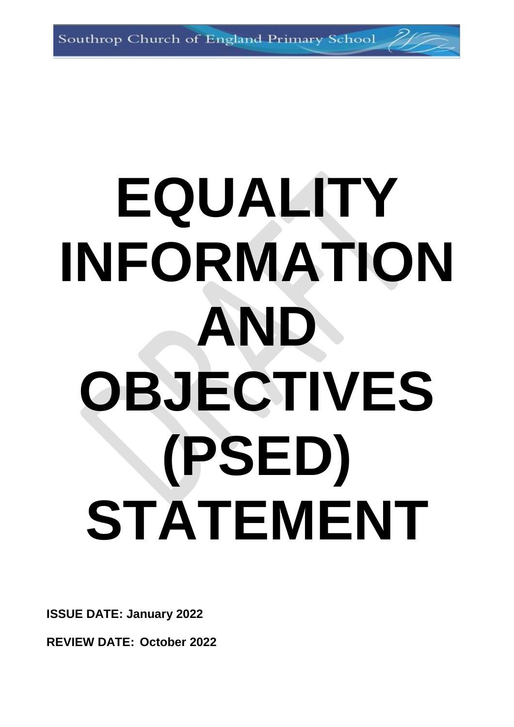Southrop Church of England Primary School

# EQUALITY INFORMATION AND OBJECTIVES (PSED) STATEMENT

**ISSUE DATE: January 2022**

**REVIEW DATE: October 2022**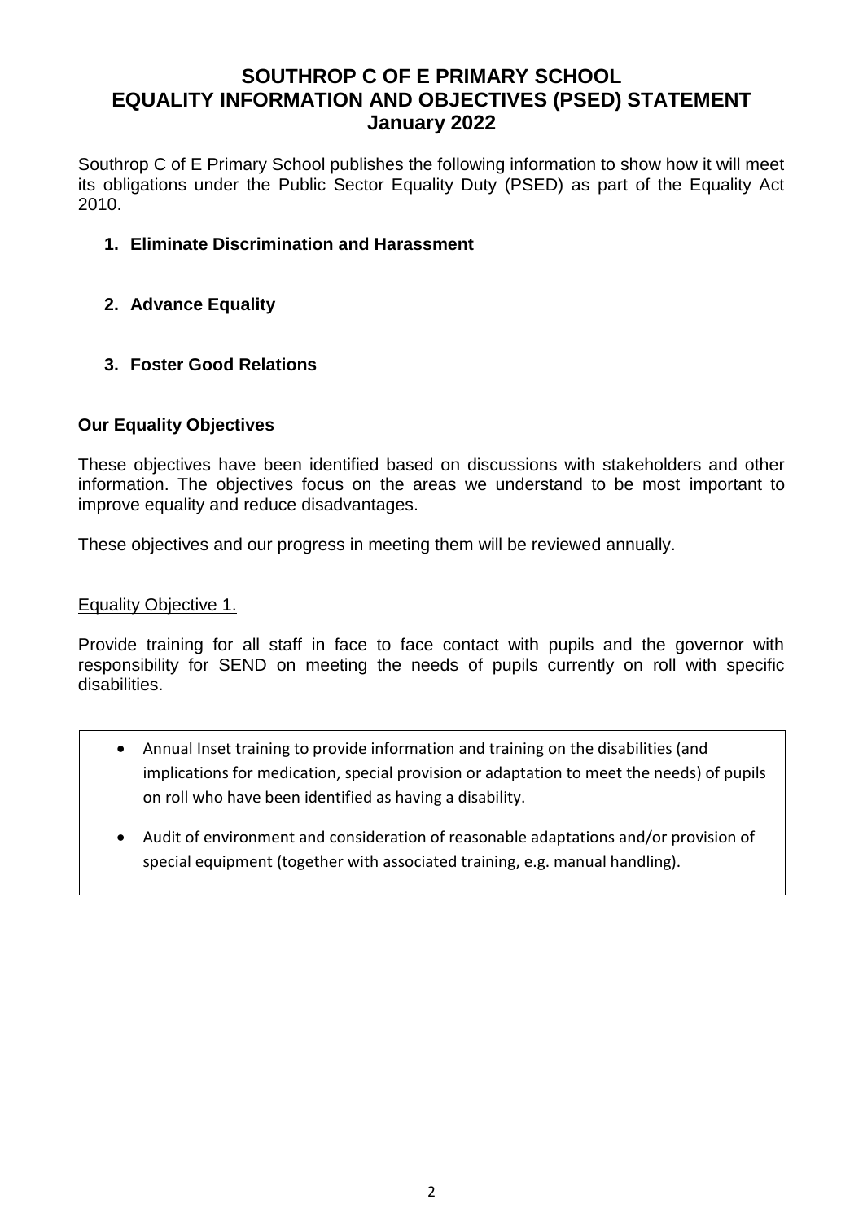# SOUTHROP C OF E PRIMARY SCHOOL
# EQUALITY INFORMATION AND OBJECTIVES (PSED) STATEMENT
# January 2022

Southrop C of E Primary School publishes the following information to show how it will meet its obligations under the Public Sector Equality Duty (PSED) as part of the Equality Act 2010.

1. **Eliminate Discrimination and Harassment**

2. **Advance Equality**

3. **Foster Good Relations**

### Our Equality Objectives

These objectives have been identified based on discussions with stakeholders and other information. The objectives focus on the areas we understand to be most important to improve equality and reduce disadvantages.

These objectives and our progress in meeting them will be reviewed annually.

Equality Objective 1.

Provide training for all staff in face to face contact with pupils and the governor with responsibility for SEND on meeting the needs of pupils currently on roll with specific disabilities.

- Annual Inset training to provide information and training on the disabilities (and implications for medication, special provision or adaptation to meet the needs) of pupils on roll who have been identified as having a disability.
- Audit of environment and consideration of reasonable adaptations and/or provision of special equipment (together with associated training, e.g. manual handling).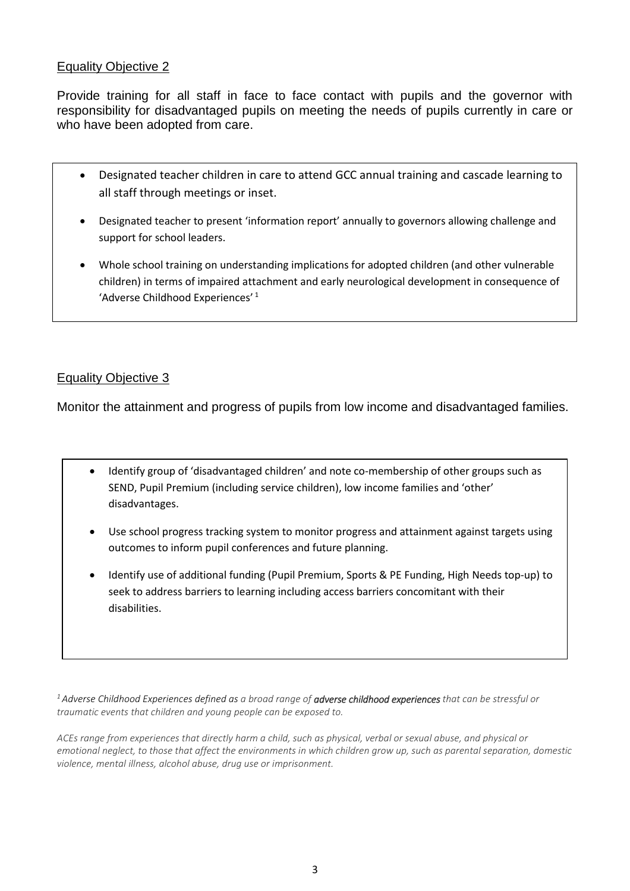## Equality Objective 2

Provide training for all staff in face to face contact with pupils and the governor with responsibility for disadvantaged pupils on meeting the needs of pupils currently in care or who have been adopted from care.

- Designated teacher children in care to attend GCC annual training and cascade learning to all staff through meetings or inset.
- Designated teacher to present 'information report' annually to governors allowing challenge and support for school leaders.
- Whole school training on understanding implications for adopted children (and other vulnerable children) in terms of impaired attachment and early neurological development in consequence of 'Adverse Childhood Experiences' [1]

## Equality Objective 3

Monitor the attainment and progress of pupils from low income and disadvantaged families.

- Identify group of 'disadvantaged children' and note co-membership of other groups such as SEND, Pupil Premium (including service children), low income families and 'other' disadvantages.
- Use school progress tracking system to monitor progress and attainment against targets using outcomes to inform pupil conferences and future planning.
- Identify use of additional funding (Pupil Premium, Sports & PE Funding, High Needs top-up) to seek to address barriers to learning including access barriers concomitant with their disabilities.

*[1] Adverse Childhood Experiences defined as a broad range of **adverse childhood experiences** that can be stressful or traumatic events that children and young people can be exposed to.*

*ACEs range from experiences that directly harm a child, such as physical, verbal or sexual abuse, and physical or emotional neglect, to those that affect the environments in which children grow up, such as parental separation, domestic violence, mental illness, alcohol abuse, drug use or imprisonment.*